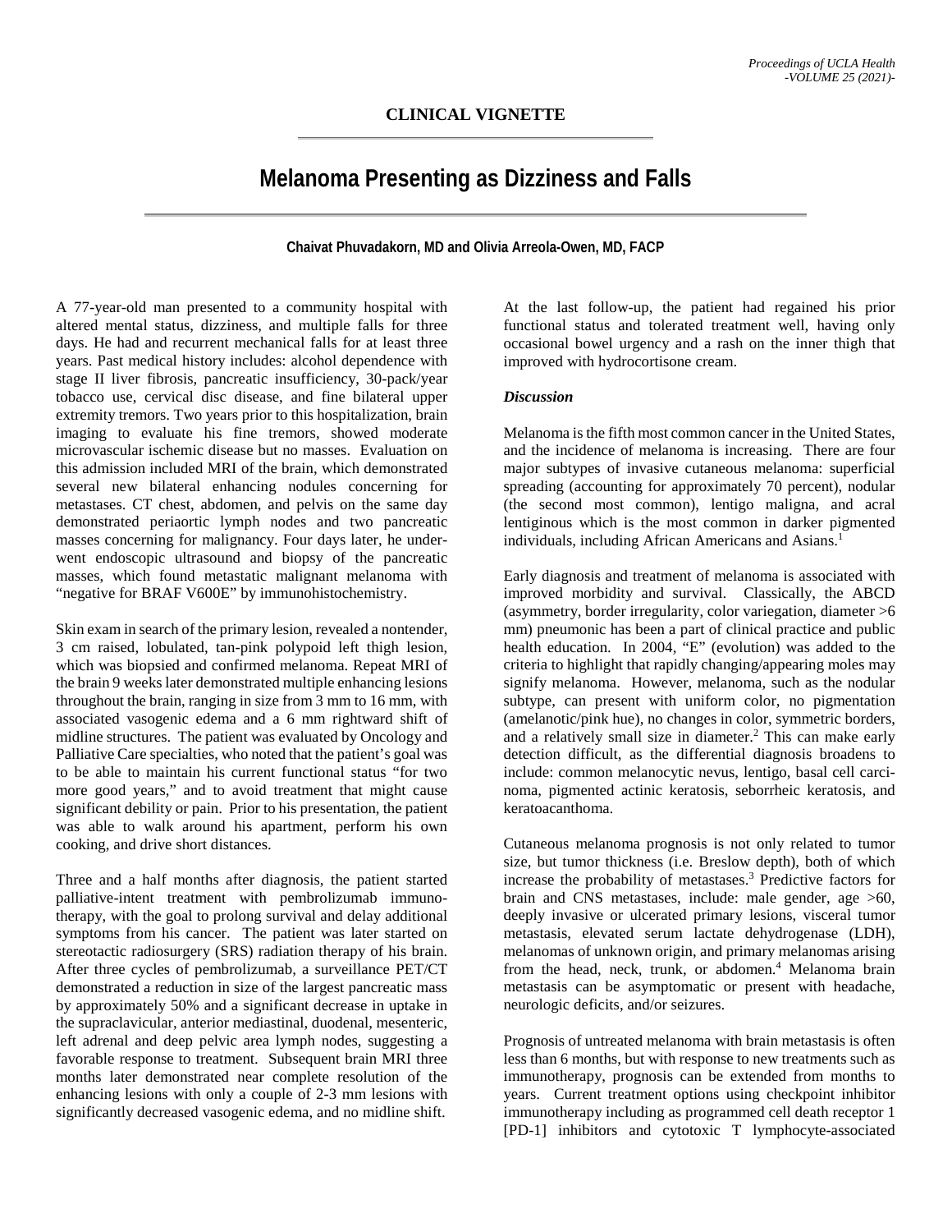CLINICAL VIGNETTE

# Melanoma Presenting as Dizziness and Falls

**Chaivat Phuvadakorn, MD and Olivia Arreola-Owen, MD, FACP**

A 77-year-old man presented to a community hospital with altered mental status, dizziness, and multiple falls for three days. He had and recurrent mechanical falls for at least three years. Past medical history includes: alcohol dependence with stage II liver fibrosis, pancreatic insufficiency, 30-pack/year tobacco use, cervical disc disease, and fine bilateral upper extremity tremors. Two years prior to this hospitalization, brain imaging to evaluate his fine tremors, showed moderate microvascular ischemic disease but no masses. Evaluation on this admission included MRI of the brain, which demonstrated several new bilateral enhancing nodules concerning for metastases. CT chest, abdomen, and pelvis on the same day demonstrated periaortic lymph nodes and two pancreatic masses concerning for malignancy. Four days later, he underwent endoscopic ultrasound and biopsy of the pancreatic masses, which found metastatic malignant melanoma with "negative for BRAF V600E" by immunohistochemistry.

Skin exam in search of the primary lesion, revealed a nontender, 3 cm raised, lobulated, tan-pink polypoid left thigh lesion, which was biopsied and confirmed melanoma. Repeat MRI of the brain 9 weeks later demonstrated multiple enhancing lesions throughout the brain, ranging in size from 3 mm to 16 mm, with associated vasogenic edema and a 6 mm rightward shift of midline structures. The patient was evaluated by Oncology and Palliative Care specialties, who noted that the patient's goal was to be able to maintain his current functional status "for two more good years," and to avoid treatment that might cause significant debility or pain. Prior to his presentation, the patient was able to walk around his apartment, perform his own cooking, and drive short distances.

Three and a half months after diagnosis, the patient started palliative-intent treatment with pembrolizumab immunotherapy, with the goal to prolong survival and delay additional symptoms from his cancer. The patient was later started on stereotactic radiosurgery (SRS) radiation therapy of his brain. After three cycles of pembrolizumab, a surveillance PET/CT demonstrated a reduction in size of the largest pancreatic mass by approximately 50% and a significant decrease in uptake in the supraclavicular, anterior mediastinal, duodenal, mesenteric, left adrenal and deep pelvic area lymph nodes, suggesting a favorable response to treatment. Subsequent brain MRI three months later demonstrated near complete resolution of the enhancing lesions with only a couple of 2-3 mm lesions with significantly decreased vasogenic edema, and no midline shift.

At the last follow-up, the patient had regained his prior functional status and tolerated treatment well, having only occasional bowel urgency and a rash on the inner thigh that improved with hydrocortisone cream.

### *Discussion*

Melanoma is the fifth most common cancer in the United States, and the incidence of melanoma is increasing. There are four major subtypes of invasive cutaneous melanoma: superficial spreading (accounting for approximately 70 percent), nodular (the second most common), lentigo maligna, and acral lentiginous which is the most common in darker pigmented individuals, including African Americans and Asians.[1]

Early diagnosis and treatment of melanoma is associated with improved morbidity and survival. Classically, the ABCD (asymmetry, border irregularity, color variegation, diameter >6 mm) pneumonic has been a part of clinical practice and public health education. In 2004, "E" (evolution) was added to the criteria to highlight that rapidly changing/appearing moles may signify melanoma. However, melanoma, such as the nodular subtype, can present with uniform color, no pigmentation (amelanotic/pink hue), no changes in color, symmetric borders, and a relatively small size in diameter.[2] This can make early detection difficult, as the differential diagnosis broadens to include: common melanocytic nevus, lentigo, basal cell carcinoma, pigmented actinic keratosis, seborrheic keratosis, and keratoacanthoma.

Cutaneous melanoma prognosis is not only related to tumor size, but tumor thickness (i.e. Breslow depth), both of which increase the probability of metastases.[3] Predictive factors for brain and CNS metastases, include: male gender, age >60, deeply invasive or ulcerated primary lesions, visceral tumor metastasis, elevated serum lactate dehydrogenase (LDH), melanomas of unknown origin, and primary melanomas arising from the head, neck, trunk, or abdomen.[4] Melanoma brain metastasis can be asymptomatic or present with headache, neurologic deficits, and/or seizures.

Prognosis of untreated melanoma with brain metastasis is often less than 6 months, but with response to new treatments such as immunotherapy, prognosis can be extended from months to years. Current treatment options using checkpoint inhibitor immunotherapy including as programmed cell death receptor 1 [PD-1] inhibitors and cytotoxic T lymphocyte-associated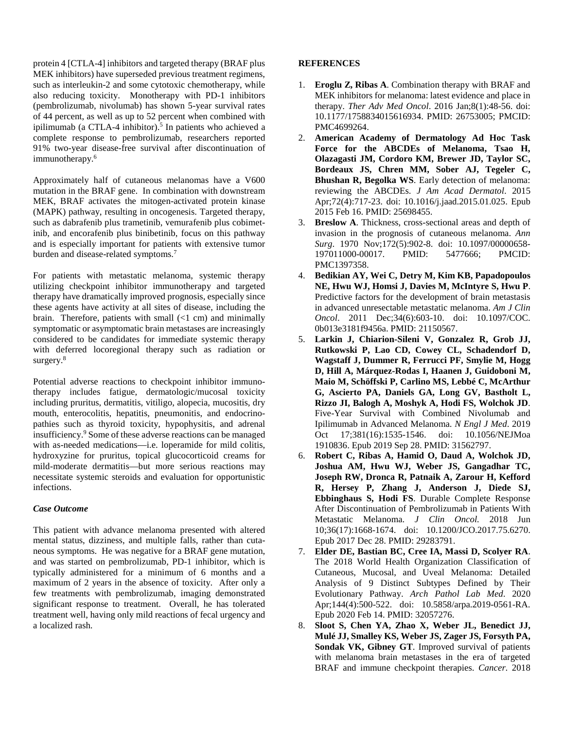protein 4 [CTLA-4] inhibitors and targeted therapy (BRAF plus MEK inhibitors) have superseded previous treatment regimens, such as interleukin-2 and some cytotoxic chemotherapy, while also reducing toxicity. Monotherapy with PD-1 inhibitors (pembrolizumab, nivolumab) has shown 5-year survival rates of 44 percent, as well as up to 52 percent when combined with ipilimumab (a CTLA-4 inhibitor).[5] In patients who achieved a complete response to pembrolizumab, researchers reported 91% two-year disease-free survival after discontinuation of immunotherapy.[6]

Approximately half of cutaneous melanomas have a V600 mutation in the BRAF gene. In combination with downstream MEK, BRAF activates the mitogen-activated protein kinase (MAPK) pathway, resulting in oncogenesis. Targeted therapy, such as dabrafenib plus trametinib, vemurafenib plus cobimetinib, and encorafenib plus binibetinib, focus on this pathway and is especially important for patients with extensive tumor burden and disease-related symptoms.[7]

For patients with metastatic melanoma, systemic therapy utilizing checkpoint inhibitor immunotherapy and targeted therapy have dramatically improved prognosis, especially since these agents have activity at all sites of disease, including the brain. Therefore, patients with small (<1 cm) and minimally symptomatic or asymptomatic brain metastases are increasingly considered to be candidates for immediate systemic therapy with deferred locoregional therapy such as radiation or surgery.[8]

Potential adverse reactions to checkpoint inhibitor immunotherapy includes fatigue, dermatologic/mucosal toxicity including pruritus, dermatitis, vitiligo, alopecia, mucositis, dry mouth, enterocolitis, hepatitis, pneumonitis, and endocrinopathies such as thyroid toxicity, hypophysitis, and adrenal insufficiency.[9] Some of these adverse reactions can be managed with as-needed medications—i.e. loperamide for mild colitis, hydroxyzine for pruritus, topical glucocorticoid creams for mild-moderate dermatitis—but more serious reactions may necessitate systemic steroids and evaluation for opportunistic infections.

### *Case Outcome*

This patient with advance melanoma presented with altered mental status, dizziness, and multiple falls, rather than cutaneous symptoms. He was negative for a BRAF gene mutation, and was started on pembrolizumab, PD-1 inhibitor, which is typically administered for a minimum of 6 months and a maximum of 2 years in the absence of toxicity. After only a few treatments with pembrolizumab, imaging demonstrated significant response to treatment. Overall, he has tolerated treatment well, having only mild reactions of fecal urgency and a localized rash.

## REFERENCES

1. **Eroglu Z, Ribas A**. Combination therapy with BRAF and MEK inhibitors for melanoma: latest evidence and place in therapy. *Ther Adv Med Oncol*. 2016 Jan;8(1):48-56. doi: 10.1177/1758834015616934. PMID: 26753005; PMCID: PMC4699264.
2. **American Academy of Dermatology Ad Hoc Task Force for the ABCDEs of Melanoma, Tsao H, Olazagasti JM, Cordoro KM, Brewer JD, Taylor SC, Bordeaux JS, Chren MM, Sober AJ, Tegeler C, Bhushan R, Begolka WS**. Early detection of melanoma: reviewing the ABCDEs. *J Am Acad Dermatol*. 2015 Apr;72(4):717-23. doi: 10.1016/j.jaad.2015.01.025. Epub 2015 Feb 16. PMID: 25698455.
3. **Breslow A**. Thickness, cross-sectional areas and depth of invasion in the prognosis of cutaneous melanoma. *Ann Surg*. 1970 Nov;172(5):902-8. doi: 10.1097/00000658-197011000-00017. PMID: 5477666; PMCID: PMC1397358.
4. **Bedikian AY, Wei C, Detry M, Kim KB, Papadopoulos NE, Hwu WJ, Homsi J, Davies M, McIntyre S, Hwu P**. Predictive factors for the development of brain metastasis in advanced unresectable metastatic melanoma. *Am J Clin Oncol*. 2011 Dec;34(6):603-10. doi: 10.1097/COC.0b013e3181f9456a. PMID: 21150567.
5. **Larkin J, Chiarion-Sileni V, Gonzalez R, Grob JJ, Rutkowski P, Lao CD, Cowey CL, Schadendorf D, Wagstaff J, Dummer R, Ferrucci PF, Smylie M, Hogg D, Hill A, Márquez-Rodas I, Haanen J, Guidoboni M, Maio M, Schöffski P, Carlino MS, Lebbé C, McArthur G, Ascierto PA, Daniels GA, Long GV, Bastholt L, Rizzo JI, Balogh A, Moshyk A, Hodi FS, Wolchok JD**. Five-Year Survival with Combined Nivolumab and Ipilimumab in Advanced Melanoma. *N Engl J Med*. 2019 Oct 17;381(16):1535-1546. doi: 10.1056/NEJMoa1910836. Epub 2019 Sep 28. PMID: 31562797.
6. **Robert C, Ribas A, Hamid O, Daud A, Wolchok JD, Joshua AM, Hwu WJ, Weber JS, Gangadhar TC, Joseph RW, Dronca R, Patnaik A, Zarour H, Kefford R, Hersey P, Zhang J, Anderson J, Diede SJ, Ebbinghaus S, Hodi FS**. Durable Complete Response After Discontinuation of Pembrolizumab in Patients With Metastatic Melanoma. *J Clin Oncol.* 2018 Jun 10;36(17):1668-1674. doi: 10.1200/JCO.2017.75.6270. Epub 2017 Dec 28. PMID: 29283791.
7. **Elder DE, Bastian BC, Cree IA, Massi D, Scolyer RA**. The 2018 World Health Organization Classification of Cutaneous, Mucosal, and Uveal Melanoma: Detailed Analysis of 9 Distinct Subtypes Defined by Their Evolutionary Pathway. *Arch Pathol Lab Med*. 2020 Apr;144(4):500-522. doi: 10.5858/arpa.2019-0561-RA. Epub 2020 Feb 14. PMID: 32057276.
8. **Sloot S, Chen YA, Zhao X, Weber JL, Benedict JJ, Mulé JJ, Smalley KS, Weber JS, Zager JS, Forsyth PA, Sondak VK, Gibney GT**. Improved survival of patients with melanoma brain metastases in the era of targeted BRAF and immune checkpoint therapies. *Cancer.* 2018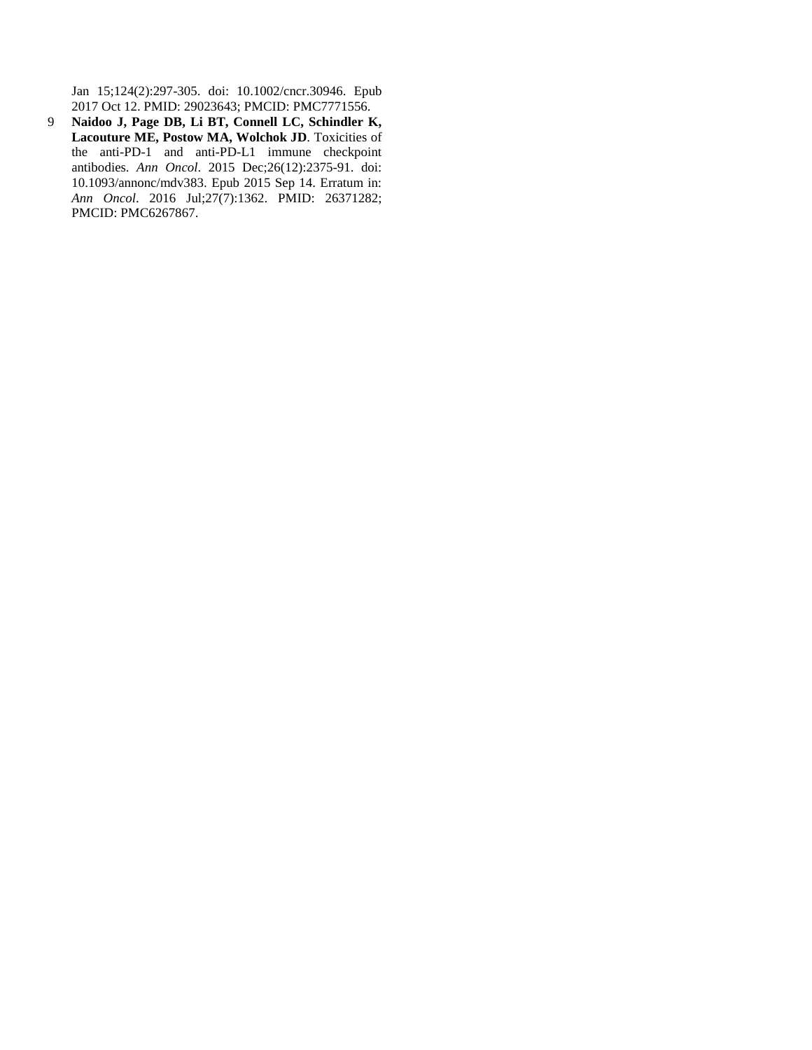Jan 15;124(2):297-305. doi: 10.1002/cncr.30946. Epub 2017 Oct 12. PMID: 29023643; PMCID: PMC7771556.

9 **Naidoo J, Page DB, Li BT, Connell LC, Schindler K, Lacouture ME, Postow MA, Wolchok JD**. Toxicities of the anti-PD-1 and anti-PD-L1 immune checkpoint antibodies. *Ann Oncol*. 2015 Dec;26(12):2375-91. doi: 10.1093/annonc/mdv383. Epub 2015 Sep 14. Erratum in: *Ann Oncol*. 2016 Jul;27(7):1362. PMID: 26371282; PMCID: PMC6267867.